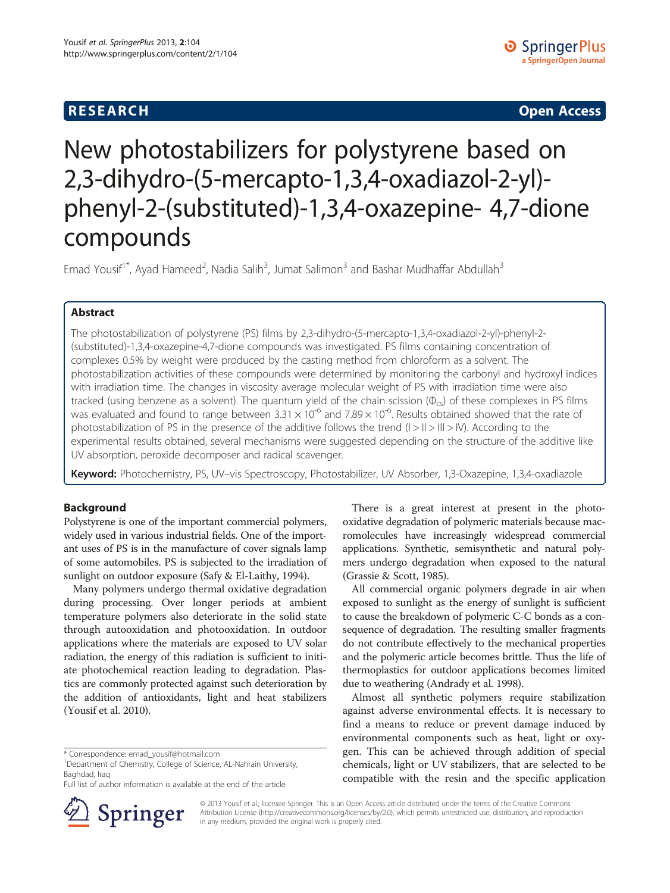RESEARCH Open Access

# New photostabilizers for polystyrene based on 2,3-dihydro-(5-mercapto-1,3,4-oxadiazol-2-yl)-phenyl-2-(substituted)-1,3,4-oxazepine- 4,7-dione compounds

Emad Yousif[1*], Ayad Hameed[2], Nadia Salih[3], Jumat Salimon[3] and Bashar Mudhaffar Abdullah[3]

## Abstract

The photostabilization of polystyrene (PS) films by 2,3-dihydro-(5-mercapto-1,3,4-oxadiazol-2-yl)-phenyl-2-(substituted)-1,3,4-oxazepine-4,7-dione compounds was investigated. PS films containing concentration of complexes 0.5% by weight were produced by the casting method from chloroform as a solvent. The photostabilization activities of these compounds were determined by monitoring the carbonyl and hydroxyl indices with irradiation time. The changes in viscosity average molecular weight of PS with irradiation time were also tracked (using benzene as a solvent). The quantum yield of the chain scission ($\Phi_{cs}$) of these complexes in PS films was evaluated and found to range between $3.31 \times 10^{-6}$ and $7.89 \times 10^{-6}$. Results obtained showed that the rate of photostabilization of PS in the presence of the additive follows the trend (I > II > III > IV). According to the experimental results obtained, several mechanisms were suggested depending on the structure of the additive like UV absorption, peroxide decomposer and radical scavenger.

**Keyword:** Photochemistry, PS, UV–vis Spectroscopy, Photostabilizer, UV Absorber, 1,3-Oxazepine, 1,3,4-oxadiazole

## Background

Polystyrene is one of the important commercial polymers, widely used in various industrial fields. One of the important uses of PS is in the manufacture of cover signals lamp of some automobiles. PS is subjected to the irradiation of sunlight on outdoor exposure (Safy & El-Laithy, 1994).

Many polymers undergo thermal oxidative degradation during processing. Over longer periods at ambient temperature polymers also deteriorate in the solid state through autooxidation and photooxidation. In outdoor applications where the materials are exposed to UV solar radiation, the energy of this radiation is sufficient to initiate photochemical reaction leading to degradation. Plastics are commonly protected against such deterioration by the addition of antioxidants, light and heat stabilizers (Yousif et al. 2010).

There is a great interest at present in the photo-oxidative degradation of polymeric materials because macromolecules have increasingly widespread commercial applications. Synthetic, semisynthetic and natural polymers undergo degradation when exposed to the natural (Grassie & Scott, 1985).

All commercial organic polymers degrade in air when exposed to sunlight as the energy of sunlight is sufficient to cause the breakdown of polymeric C-C bonds as a consequence of degradation. The resulting smaller fragments do not contribute effectively to the mechanical properties and the polymeric article becomes brittle. Thus the life of thermoplastics for outdoor applications becomes limited due to weathering (Andrady et al. 1998).

Almost all synthetic polymers require stabilization against adverse environmental effects. It is necessary to find a means to reduce or prevent damage induced by environmental components such as heat, light or oxygen. This can be achieved through addition of special chemicals, light or UV stabilizers, that are selected to be compatible with the resin and the specific application

\* Correspondence: emad_yousif@hotmail.com
[1]Department of Chemistry, College of Science, AL-Nahrain University, Baghdad, Iraq
Full list of author information is available at the end of the article

© 2013 Yousif et al.; licensee Springer. This is an Open Access article distributed under the terms of the Creative Commons Attribution License (http://creativecommons.org/licenses/by/2.0), which permits unrestricted use, distribution, and reproduction in any medium, provided the original work is properly cited.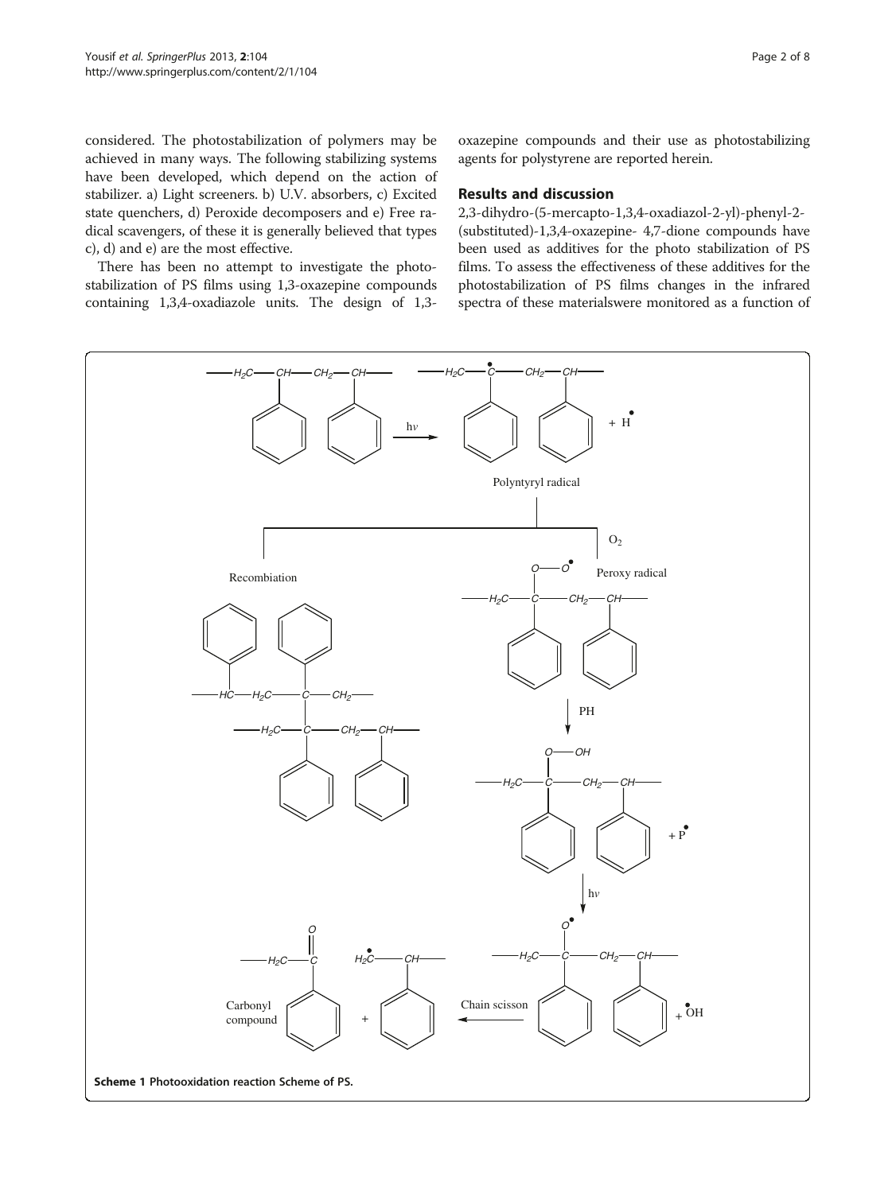considered. The photostabilization of polymers may be achieved in many ways. The following stabilizing systems have been developed, which depend on the action of stabilizer. a) Light screeners. b) U.V. absorbers, c) Excited state quenchers, d) Peroxide decomposers and e) Free radical scavengers, of these it is generally believed that types c), d) and e) are the most effective.

There has been no attempt to investigate the photostabilization of PS films using 1,3-oxazepine compounds containing 1,3,4-oxadiazole units. The design of 1,3-oxazepine compounds and their use as photostabilizing agents for polystyrene are reported herein.

## Results and discussion

2,3-dihydro-(5-mercapto-1,3,4-oxadiazol-2-yl)-phenyl-2-(substituted)-1,3,4-oxazepine- 4,7-dione compounds have been used as additives for the photo stabilization of PS films. To assess the effectiveness of these additives for the photostabilization of PS films changes in the infrared spectra of these materialswere monitored as a function of

**Scheme 1 Photooxidation reaction Scheme of PS.**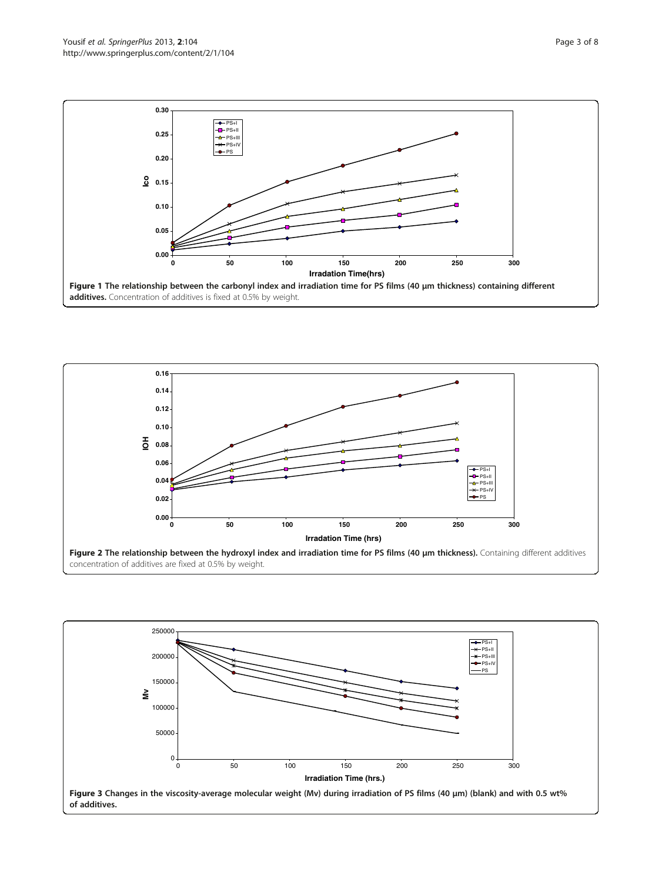**Figure 1 The relationship between the carbonyl index and irradiation time for PS films (40 μm thickness) containing different additives.** Concentration of additives is fixed at 0.5% by weight.

**Figure 2 The relationship between the hydroxyl index and irradiation time for PS films (40 μm thickness).** Containing different additives concentration of additives are fixed at 0.5% by weight.

**Figure 3 Changes in the viscosity-average molecular weight (Mv) during irradiation of PS films (40 μm) (blank) and with 0.5 wt% of additives.**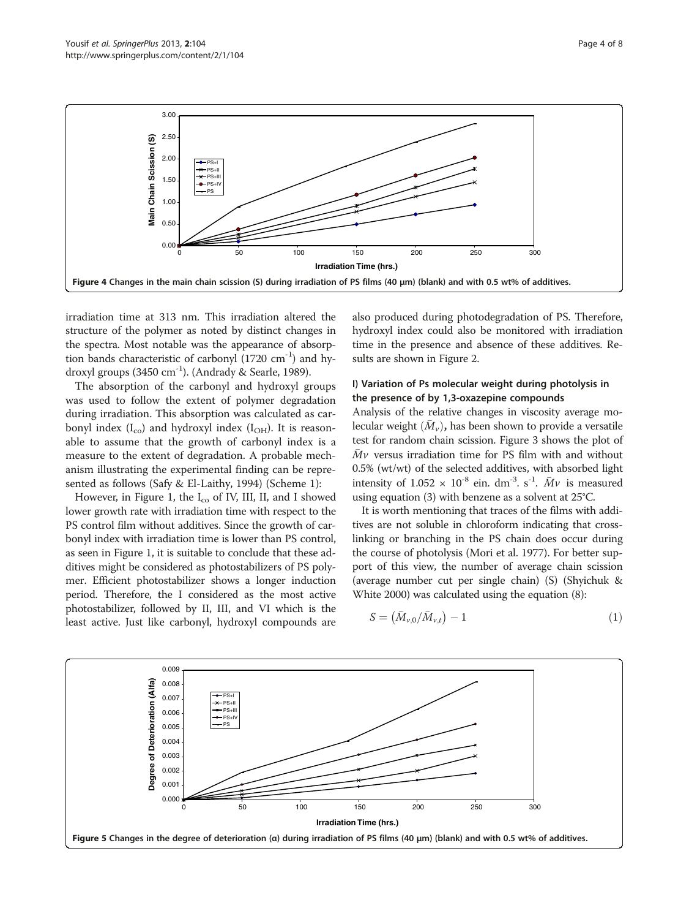Figure 4 Changes in the main chain scission (S) during irradiation of PS films (40 μm) (blank) and with 0.5 wt% of additives.

irradiation time at 313 nm. This irradiation altered the structure of the polymer as noted by distinct changes in the spectra. Most notable was the appearance of absorption bands characteristic of carbonyl (1720 $cm^{-1}$) and hydroxyl groups (3450 $cm^{-1}$). (Andrady & Searle, 1989).

The absorption of the carbonyl and hydroxyl groups was used to follow the extent of polymer degradation during irradiation. This absorption was calculated as carbonyl index ($I_{co}$) and hydroxyl index ($I_{OH}$). It is reasonable to assume that the growth of carbonyl index is a measure to the extent of degradation. A probable mechanism illustrating the experimental finding can be represented as follows (Safy & El-Laithy, 1994) (Scheme 1):

However, in Figure 1, the $I_{co}$ of IV, III, II, and I showed lower growth rate with irradiation time with respect to the PS control film without additives. Since the growth of carbonyl index with irradiation time is lower than PS control, as seen in Figure 1, it is suitable to conclude that these additives might be considered as photostabilizers of PS polymer. Efficient photostabilizer shows a longer induction period. Therefore, the I considered as the most active photostabilizer, followed by II, III, and VI which is the least active. Just like carbonyl, hydroxyl compounds are also produced during photodegradation of PS. Therefore, hydroxyl index could also be monitored with irradiation time in the presence and absence of these additives. Results are shown in Figure 2.

### I) Variation of Ps molecular weight during photolysis in the presence of by 1,3-oxazepine compounds

Analysis of the relative changes in viscosity average molecular weight ($\bar{M}_v$), has been shown to provide a versatile test for random chain scission. Figure 3 shows the plot of $\bar{M}v$ versus irradiation time for PS film with and without 0.5% (wt/wt) of the selected additives, with absorbed light intensity of $1.052 \times 10^{-8}$ ein. $dm^{-3}$. $s^{-1}$. $\bar{M}v$ is measured using equation (3) with benzene as a solvent at 25°C.

It is worth mentioning that traces of the films with additives are not soluble in chloroform indicating that crosslinking or branching in the PS chain does occur during the course of photolysis (Mori et al. 1977). For better support of this view, the number of average chain scission (average number cut per single chain) (S) (Shyichuk & White 2000) was calculated using the equation (8):

$$S = \left(\bar{M}_{v,0}/\bar{M}_{v,t}\right) - 1 \tag{1}$$

Figure 5 Changes in the degree of deterioration (α) during irradiation of PS films (40 μm) (blank) and with 0.5 wt% of additives.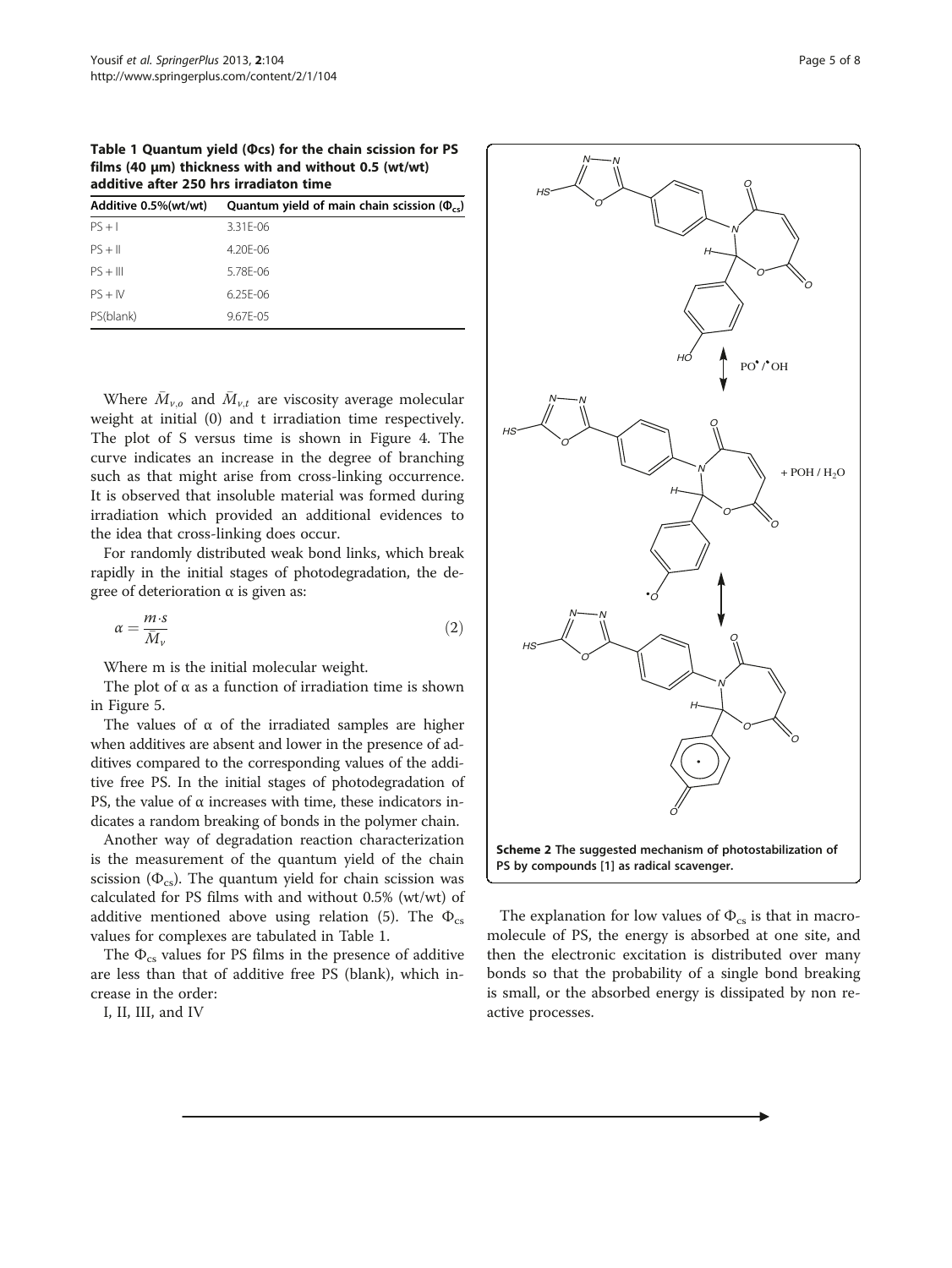**Table 1 Quantum yield (Φcs) for the chain scission for PS films (40 μm) thickness with and without 0.5 (wt/wt) additive after 250 hrs irradiaton time**

| Additive 0.5%(wt/wt) | Quantum yield of main chain scission ($\Phi_{cs}$) |
|---|---|
| PS + I | 3.31E-06 |
| PS + II | 4.20E-06 |
| PS + III | 5.78E-06 |
| PS + IV | 6.25E-06 |
| PS(blank) | 9.67E-05 |

Where $\bar{M}_{v,o}$ and $\bar{M}_{v,t}$ are viscosity average molecular weight at initial (0) and t irradiation time respectively. The plot of S versus time is shown in Figure 4. The curve indicates an increase in the degree of branching such as that might arise from cross-linking occurrence. It is observed that insoluble material was formed during irradiation which provided an additional evidences to the idea that cross-linking does occur.

For randomly distributed weak bond links, which break rapidly in the initial stages of photodegradation, the degree of deterioration α is given as:

$$\alpha = \frac{m \cdot s}{\bar{M}_v} \tag{2}$$

Where m is the initial molecular weight.

The plot of α as a function of irradiation time is shown in Figure 5.

The values of α of the irradiated samples are higher when additives are absent and lower in the presence of additives compared to the corresponding values of the additive free PS. In the initial stages of photodegradation of PS, the value of α increases with time, these indicators indicates a random breaking of bonds in the polymer chain.

Another way of degradation reaction characterization is the measurement of the quantum yield of the chain scission ($\Phi_{cs}$). The quantum yield for chain scission was calculated for PS films with and without 0.5% (wt/wt) of additive mentioned above using relation (5). The $\Phi_{cs}$ values for complexes are tabulated in Table 1.

The $\Phi_{cs}$ values for PS films in the presence of additive are less than that of additive free PS (blank), which increase in the order:

I, II, III, and IV

**Scheme 2 The suggested mechanism of photostabilization of PS by compounds [1] as radical scavenger.**

The explanation for low values of $\Phi_{cs}$ is that in macromolecule of PS, the energy is absorbed at one site, and then the electronic excitation is distributed over many bonds so that the probability of a single bond breaking is small, or the absorbed energy is dissipated by non reactive processes.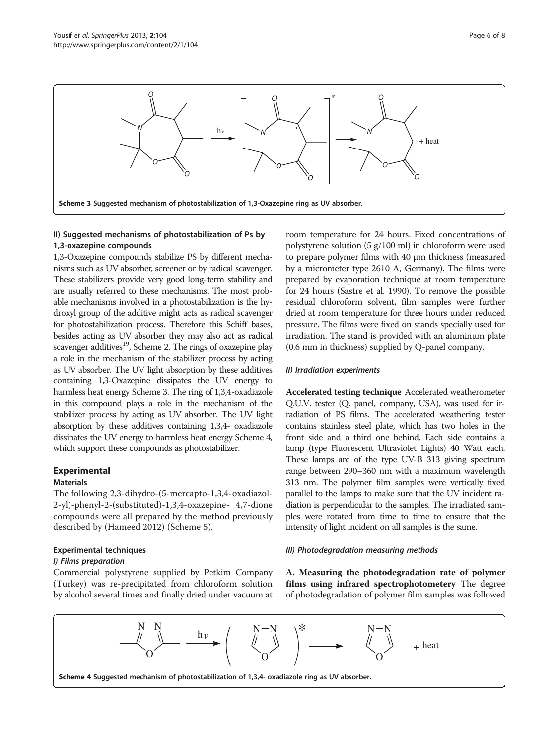Scheme 3 Suggested mechanism of photostabilization of 1,3-Oxazepine ring as UV absorber.

### II) Suggested mechanisms of photostabilization of Ps by 1,3-oxazepine compounds

1,3-Oxazepine compounds stabilize PS by different mechanisms such as UV absorber, screener or by radical scavenger. These stabilizers provide very good long-term stability and are usually referred to these mechanisms. The most probable mechanisms involved in a photostabilization is the hydroxyl group of the additive might acts as radical scavenger for photostabilization process. Therefore this Schiff bases, besides acting as UV absorber they may also act as radical scavenger additives[19], Scheme 2. The rings of oxazepine play a role in the mechanism of the stabilizer process by acting as UV absorber. The UV light absorption by these additives containing 1,3-Oxazepine dissipates the UV energy to harmless heat energy Scheme 3. The ring of 1,3,4-oxadiazole in this compound plays a role in the mechanism of the stabilizer process by acting as UV absorber. The UV light absorption by these additives containing 1,3,4- oxadiazole dissipates the UV energy to harmless heat energy Scheme 4, which support these compounds as photostabilizer.

## Experimental

### Materials

The following 2,3-dihydro-(5-mercapto-1,3,4-oxadiazol-2-yl)-phenyl-2-(substituted)-1,3,4-oxazepine- 4,7-dione compounds were all prepared by the method previously described by (Hameed 2012) (Scheme 5).

### Experimental techniques

#### *I) Films preparation*

Commercial polystyrene supplied by Petkim Company (Turkey) was re-precipitated from chloroform solution by alcohol several times and finally dried under vacuum at room temperature for 24 hours. Fixed concentrations of polystyrene solution (5 g/100 ml) in chloroform were used to prepare polymer films with 40 μm thickness (measured by a micrometer type 2610 A, Germany). The films were prepared by evaporation technique at room temperature for 24 hours (Sastre et al. 1990). To remove the possible residual chloroform solvent, film samples were further dried at room temperature for three hours under reduced pressure. The films were fixed on stands specially used for irradiation. The stand is provided with an aluminum plate (0.6 mm in thickness) supplied by Q-panel company.

#### *II) Irradiation experiments*

**Accelerated testing technique** Accelerated weatherometer Q.U.V. tester (Q. panel, company, USA), was used for irradiation of PS films. The accelerated weathering tester contains stainless steel plate, which has two holes in the front side and a third one behind. Each side contains a lamp (type Fluorescent Ultraviolet Lights) 40 Watt each. These lamps are of the type UV-B 313 giving spectrum range between 290–360 nm with a maximum wavelength 313 nm. The polymer film samples were vertically fixed parallel to the lamps to make sure that the UV incident radiation is perpendicular to the samples. The irradiated samples were rotated from time to time to ensure that the intensity of light incident on all samples is the same.

#### *III) Photodegradation measuring methods*

**A. Measuring the photodegradation rate of polymer films using infrared spectrophotometery** The degree of photodegradation of polymer film samples was followed

Scheme 4 Suggested mechanism of photostabilization of 1,3,4- oxadiazole ring as UV absorber.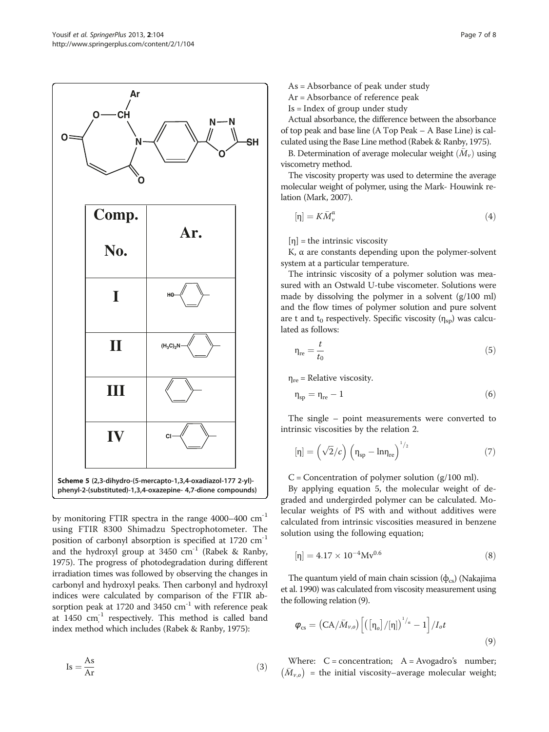| Comp. No. | Ar. |
| --- | --- |
| I | HO–C6H4– |
| II | $(H_3C)_2N$–C6H4– |
| III | C6H5– |
| IV | Cl–C6H4– |

**Scheme 5** (2,3-dihydro-(5-mercapto-1,3,4-oxadiazol-177 2-yl)-phenyl-2-(substituted)-1,3,4-oxazepine- 4,7-dione compounds)

by monitoring FTIR spectra in the range 4000–400 $cm^{-1}$ using FTIR 8300 Shimadzu Spectrophotometer. The position of carbonyl absorption is specified at 1720 $cm^{-1}$ and the hydroxyl group at 3450 $cm^{-1}$ (Rabek & Ranby, 1975). The progress of photodegradation during different irradiation times was followed by observing the changes in carbonyl and hydroxyl peaks. Then carbonyl and hydroxyl indices were calculated by comparison of the FTIR absorption peak at 1720 and 3450 $cm^{-1}$ with reference peak at 1450 $cm^{-1}$ respectively. This method is called band index method which includes (Rabek & Ranby, 1975):

$$\mathrm{Is} = \frac{\mathrm{As}}{\mathrm{Ar}} \tag{3}$$

As = Absorbance of peak under study

Ar = Absorbance of reference peak

Is = Index of group under study

Actual absorbance, the difference between the absorbance of top peak and base line (A Top Peak – A Base Line) is calculated using the Base Line method (Rabek & Ranby, 1975).

B. Determination of average molecular weight ($\bar{M}_v$) using viscometry method.

The viscosity property was used to determine the average molecular weight of polymer, using the Mark- Houwink relation (Mark, 2007).

$$[\eta] = K\bar{M}_v^{\alpha} \tag{4}$$

$[\eta]$ = the intrinsic viscosity

K, α are constants depending upon the polymer-solvent system at a particular temperature.

The intrinsic viscosity of a polymer solution was measured with an Ostwald U-tube viscometer. Solutions were made by dissolving the polymer in a solvent (g/100 ml) and the flow times of polymer solution and pure solvent are t and $t_0$ respectively. Specific viscosity ($\eta_{sp}$) was calculated as follows:

$$\eta_{re} = \frac{t}{t_0} \tag{5}$$

$\eta_{re}$ = Relative viscosity.

$$\eta_{sp} = \eta_{re} - 1 \tag{6}$$

The single – point measurements were converted to intrinsic viscosities by the relation 2.

$$[\eta] = \left(\sqrt{2}/c\right)\left(\eta_{sp} - \ln\eta_{re}\right)^{1/2} \tag{7}$$

C = Concentration of polymer solution (g/100 ml).

By applying equation 5, the molecular weight of degraded and undergirded polymer can be calculated. Molecular weights of PS with and without additives were calculated from intrinsic viscosities measured in benzene solution using the following equation;

$$[\eta] = 4.17 \times 10^{-4}\mathrm{Mv}^{0.6} \tag{8}$$

The quantum yield of main chain scission ($\phi_{cs}$) (Nakajima et al. 1990) was calculated from viscosity measurement using the following relation (9).

$$\varphi_{cs} = \left(\mathrm{CA}/\bar{M}_{v,o}\right)\left[\left([\eta_o]/[\eta]\right)^{1/\alpha} - 1\right]/I_o t \tag{9}$$

Where: C = concentration; A = Avogadro's number; $(\bar{M}_{v,o})$ = the initial viscosity–average molecular weight;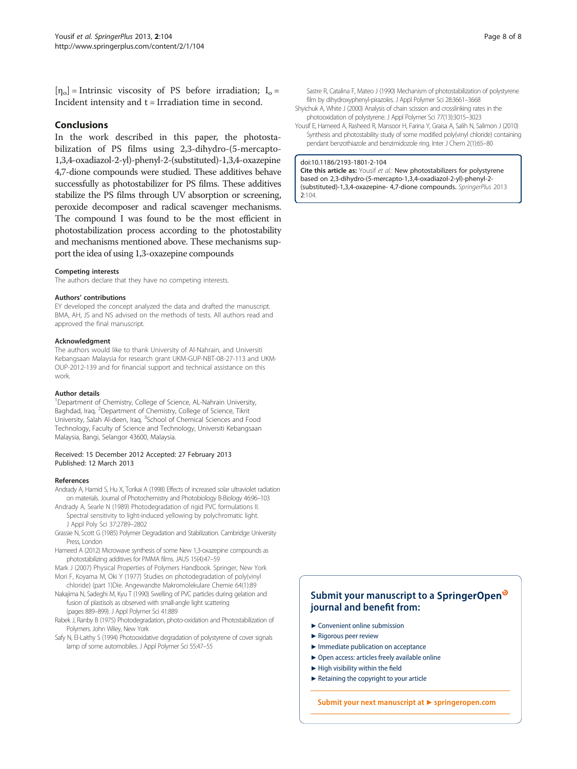$[\eta_o]$ = Intrinsic viscosity of PS before irradiation; $I_o$ = Incident intensity and t = Irradiation time in second.

## Conclusions

In the work described in this paper, the photostabilization of PS films using 2,3-dihydro-(5-mercapto-1,3,4-oxadiazol-2-yl)-phenyl-2-(substituted)-1,3,4-oxazepine 4,7-dione compounds were studied. These additives behave successfully as photostabilizer for PS films. These additives stabilize the PS films through UV absorption or screening, peroxide decomposer and radical scavenger mechanisms. The compound I was found to be the most efficient in photostabilization process according to the photostability and mechanisms mentioned above. These mechanisms support the idea of using 1,3-oxazepine compounds

#### Competing interests

The authors declare that they have no competing interests.

#### Authors' contributions

EY developed the concept analyzed the data and drafted the manuscript. BMA, AH, JS and NS advised on the methods of tests. All authors read and approved the final manuscript.

#### Acknowledgment

The authors would like to thank University of Al-Nahrain, and Universiti Kebangsaan Malaysia for research grant UKM-GUP-NBT-08-27-113 and UKM-OUP-2012-139 and for financial support and technical assistance on this work.

#### Author details

[1]Department of Chemistry, College of Science, AL-Nahrain University, Baghdad, Iraq. [2]Department of Chemistry, College of Science, Tikrit University, Salah Al-deen, Iraq. [3]School of Chemical Sciences and Food Technology, Faculty of Science and Technology, Universiti Kebangsaan Malaysia, Bangi, Selangor 43600, Malaysia.

Received: 15 December 2012 Accepted: 27 February 2013
Published: 12 March 2013

#### References

Andrady A, Hamid S, Hu X, Torikai A (1998) Effects of increased solar ultraviolet radiation on materials. Journal of Photochemistry and Photobiology B-Biology 46:96–103

Andrady A, Searle N (1989) Photodegradation of rigid PVC formulations II. Spectral sensitivity to light-induced yellowing by polychromatic light. J Appl Poly Sci 37:2789–2802

Grassie N, Scott G (1985) Polymer Degradation and Stabilization. Cambridge University Press, London

Hameed A (2012) Microwave synthesis of some New 1,3-oxazepine compounds as photostabilizing additives for PMMA films. JAUS 15(4):47–59

Mark J (2007) Physical Properties of Polymers Handbook. Springer, New York

Mori F, Koyama M, Oki Y (1977) Studies on photodegradation of poly(vinyl chloride) (part 1)Die. Angewandte Makromolekulare Chemie 64(1):89

Nakajima N, Sadeghi M, Kyu T (1990) Swelling of PVC particles during gelation and fusion of plastisols as observed with small-angle light scattering (pages 889–899). J Appl Polymer Sci 41:889

Rabek J, Ranby B (1975) Photodegradation, photo-oxidation and Photostabilization of Polymers. John Wiley, New York

Safy N, El-Laithy S (1994) Photooxidative degradation of polystyrene of cover signals lamp of some automobiles. J Appl Polymer Sci 55:47–55

Sastre R, Catalina F, Mateo J (1990) Mechanism of photostabilization of polystyrene film by dihydroxyphenyl-pirazoles. J Appl Polymer Sci 28:3661–3668

Shyichuk A, White J (2000) Analysis of chain scission and crosslinking rates in the photooxidation of polystyrene. J Appl Polymer Sci 77(13):3015–3023

Yousif E, Hameed A, Rasheed R, Mansoor H, Farina Y, Graisa A, Salih N, Salimon J (2010) Synthesis and photostability study of some modified poly(vinyl chloride) containing pendant benzothiazole and benzimidozole ring. Inter J Chem 2(1):65–80

doi:10.1186/2193-1801-2-104
**Cite this article as:** Yousif *et al.*: New photostabilizers for polystyrene based on 2,3-dihydro-(5-mercapto-1,3,4-oxadiazol-2-yl)-phenyl-2-(substituted)-1,3,4-oxazepine- 4,7-dione compounds. *SpringerPlus* 2013 2:104.

**Submit your manuscript to a SpringerOpen journal and benefit from:**

- ► Convenient online submission
- ► Rigorous peer review
- ► Immediate publication on acceptance
- ► Open access: articles freely available online
- ► High visibility within the field
- ► Retaining the copyright to your article

**Submit your next manuscript at ► springeropen.com**